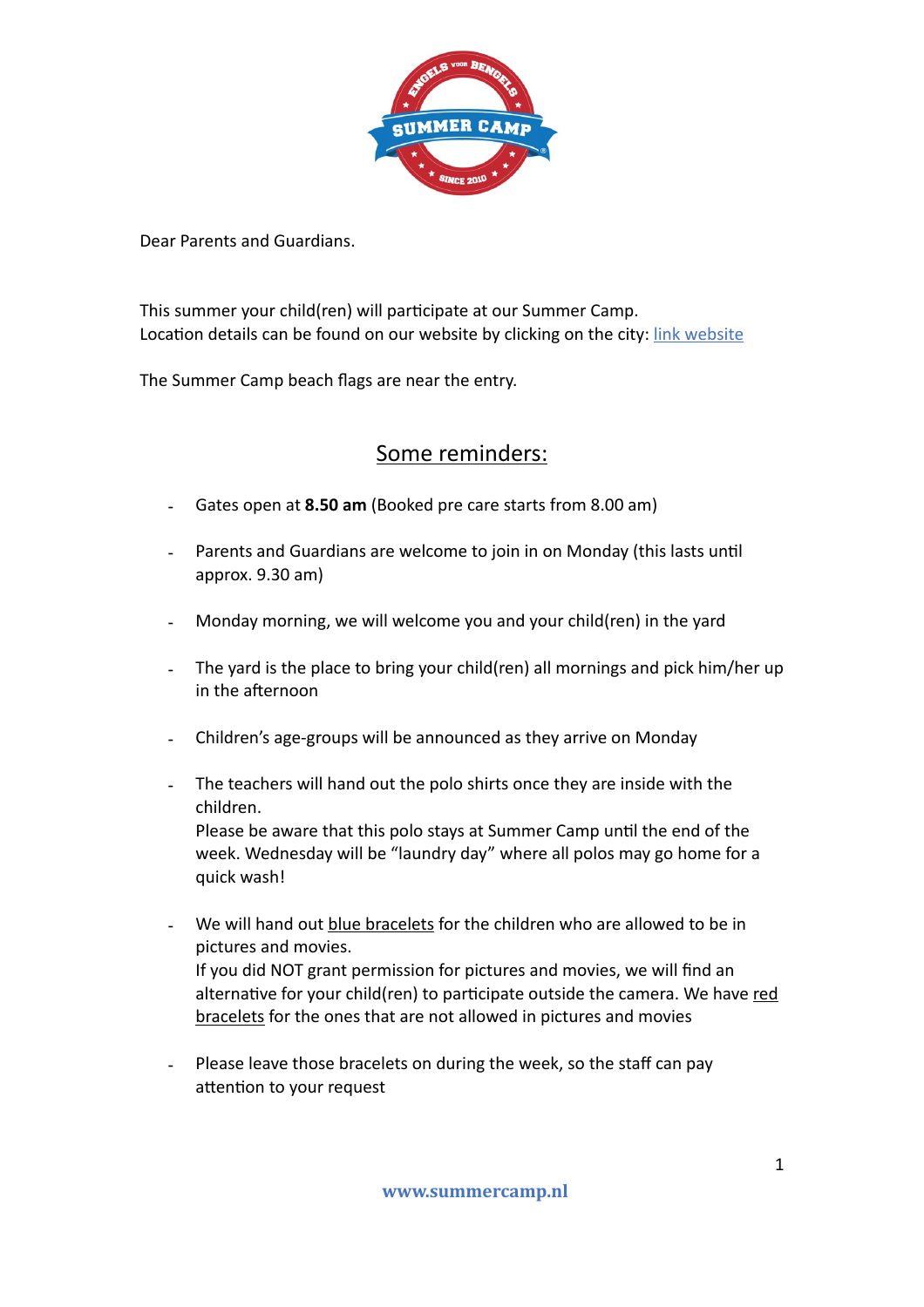Dear Parents and Guardians.

This summer your child(ren) will participate at our Summer Camp.
Location details can be found on our website by clicking on the city: [link website]()

The Summer Camp beach flags are near the entry.

## Some reminders:

- Gates open at **8.50 am** (Booked pre care starts from 8.00 am)
- Parents and Guardians are welcome to join in on Monday (this lasts until approx. 9.30 am)
- Monday morning, we will welcome you and your child(ren) in the yard
- The yard is the place to bring your child(ren) all mornings and pick him/her up in the afternoon
- Children's age-groups will be announced as they arrive on Monday
- The teachers will hand out the polo shirts once they are inside with the children.
  Please be aware that this polo stays at Summer Camp until the end of the week. Wednesday will be "laundry day" where all polos may go home for a quick wash!
- We will hand out blue bracelets for the children who are allowed to be in pictures and movies.
  If you did NOT grant permission for pictures and movies, we will find an alternative for your child(ren) to participate outside the camera. We have red bracelets for the ones that are not allowed in pictures and movies
- Please leave those bracelets on during the week, so the staff can pay attention to your request

www.summercamp.nl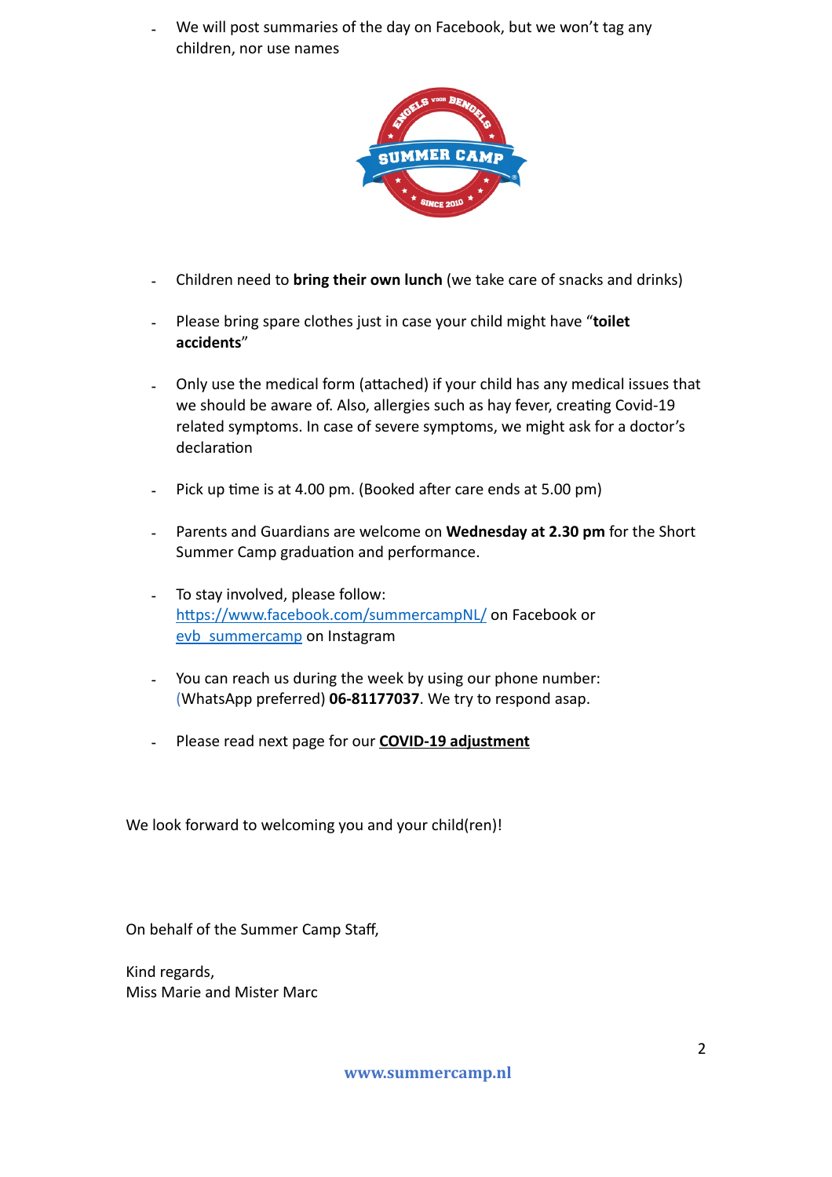- We will post summaries of the day on Facebook, but we won't tag any children, nor use names

- Children need to **bring their own lunch** (we take care of snacks and drinks)

- Please bring spare clothes just in case your child might have "**toilet accidents**"

- Only use the medical form (attached) if your child has any medical issues that we should be aware of. Also, allergies such as hay fever, creating Covid-19 related symptoms. In case of severe symptoms, we might ask for a doctor's declaration

- Pick up time is at 4.00 pm. (Booked after care ends at 5.00 pm)

- Parents and Guardians are welcome on **Wednesday at 2.30 pm** for the Short Summer Camp graduation and performance.

- To stay involved, please follow: [https://www.facebook.com/summercampNL/](https://www.facebook.com/summercampNL/) on Facebook or evb_summercamp on Instagram

- You can reach us during the week by using our phone number: (WhatsApp preferred) **06-81177037**. We try to respond asap.

- Please read next page for our **COVID-19 adjustment**

We look forward to welcoming you and your child(ren)!

On behalf of the Summer Camp Staff,

Kind regards,
Miss Marie and Mister Marc

**www.summercamp.nl**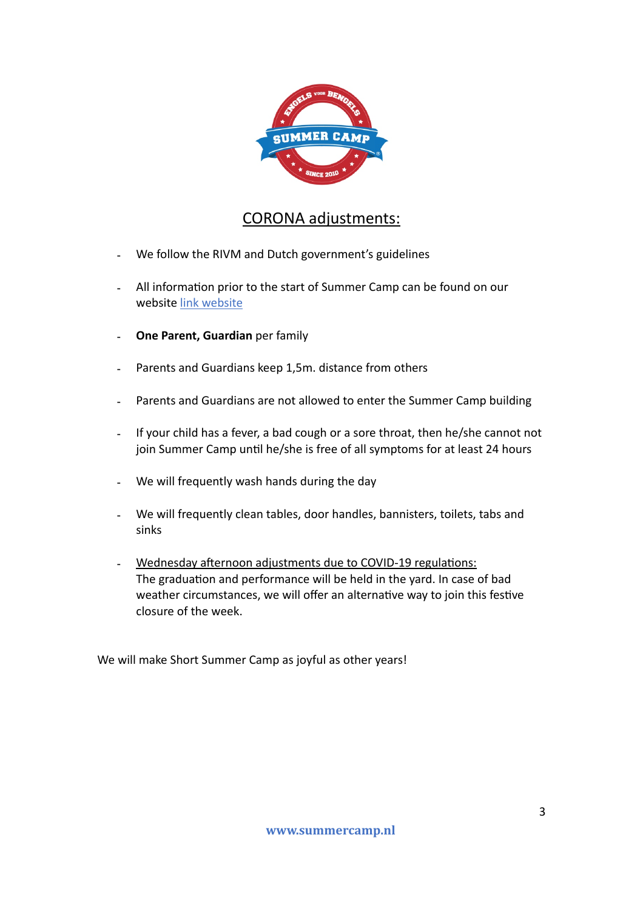# CORONA adjustments:

- We follow the RIVM and Dutch government's guidelines
- All information prior to the start of Summer Camp can be found on our website link website
- **One Parent, Guardian** per family
- Parents and Guardians keep 1,5m. distance from others
- Parents and Guardians are not allowed to enter the Summer Camp building
- If your child has a fever, a bad cough or a sore throat, then he/she cannot not join Summer Camp until he/she is free of all symptoms for at least 24 hours
- We will frequently wash hands during the day
- We will frequently clean tables, door handles, bannisters, toilets, tabs and sinks
- Wednesday afternoon adjustments due to COVID-19 regulations:
  The graduation and performance will be held in the yard. In case of bad weather circumstances, we will offer an alternative way to join this festive closure of the week.

We will make Short Summer Camp as joyful as other years!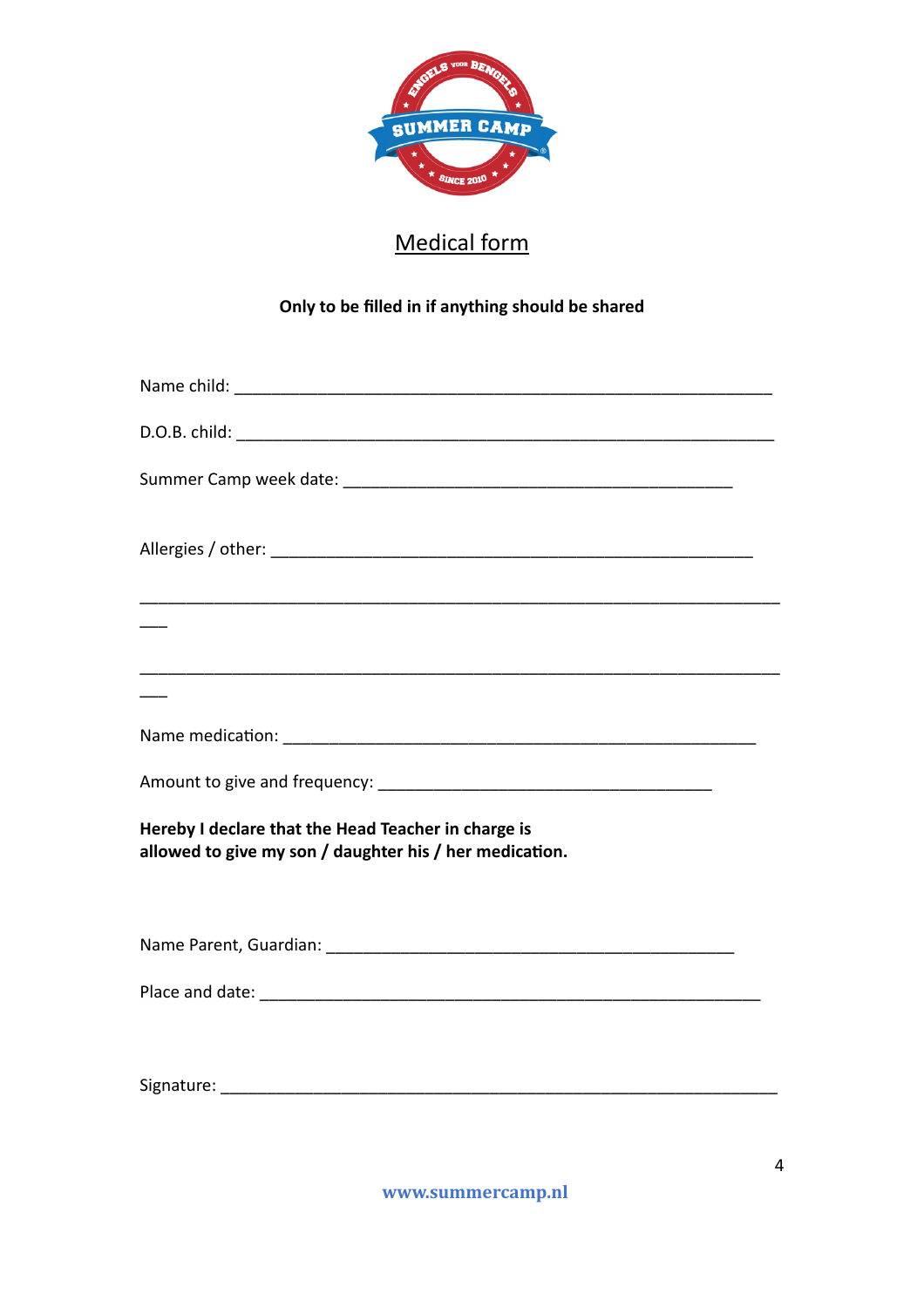# Medical form

**Only to be filled in if anything should be shared**

Name child: ____________________________________________________________

D.O.B. child: ____________________________________________________________

Summer Camp week date: ____________________________________________

Allergies / other: ______________________________________________________

_______________________________________________________________________

___

_______________________________________________________________________

___

Name medication: _____________________________________________________

Amount to give and frequency: ____________________________________

**Hereby I declare that the Head Teacher in charge is allowed to give my son / daughter his / her medication.**

Name Parent, Guardian: ___________________________________________

Place and date: ________________________________________________________

Signature: ______________________________________________________________

www.summercamp.nl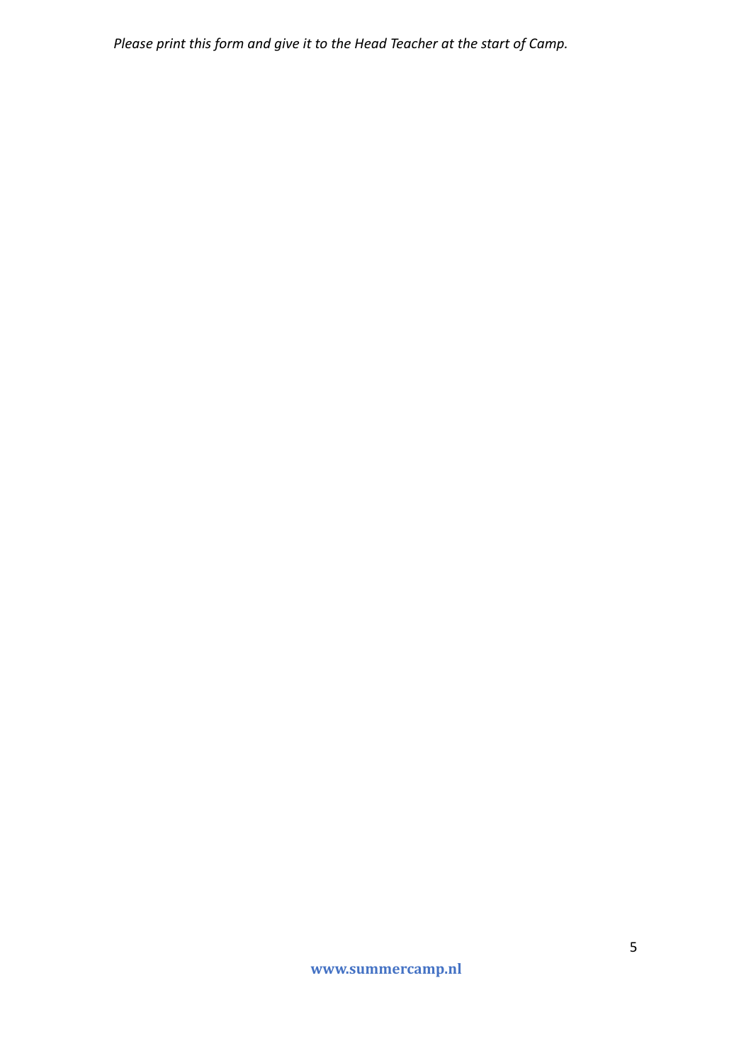*Please print this form and give it to the Head Teacher at the start of Camp.*